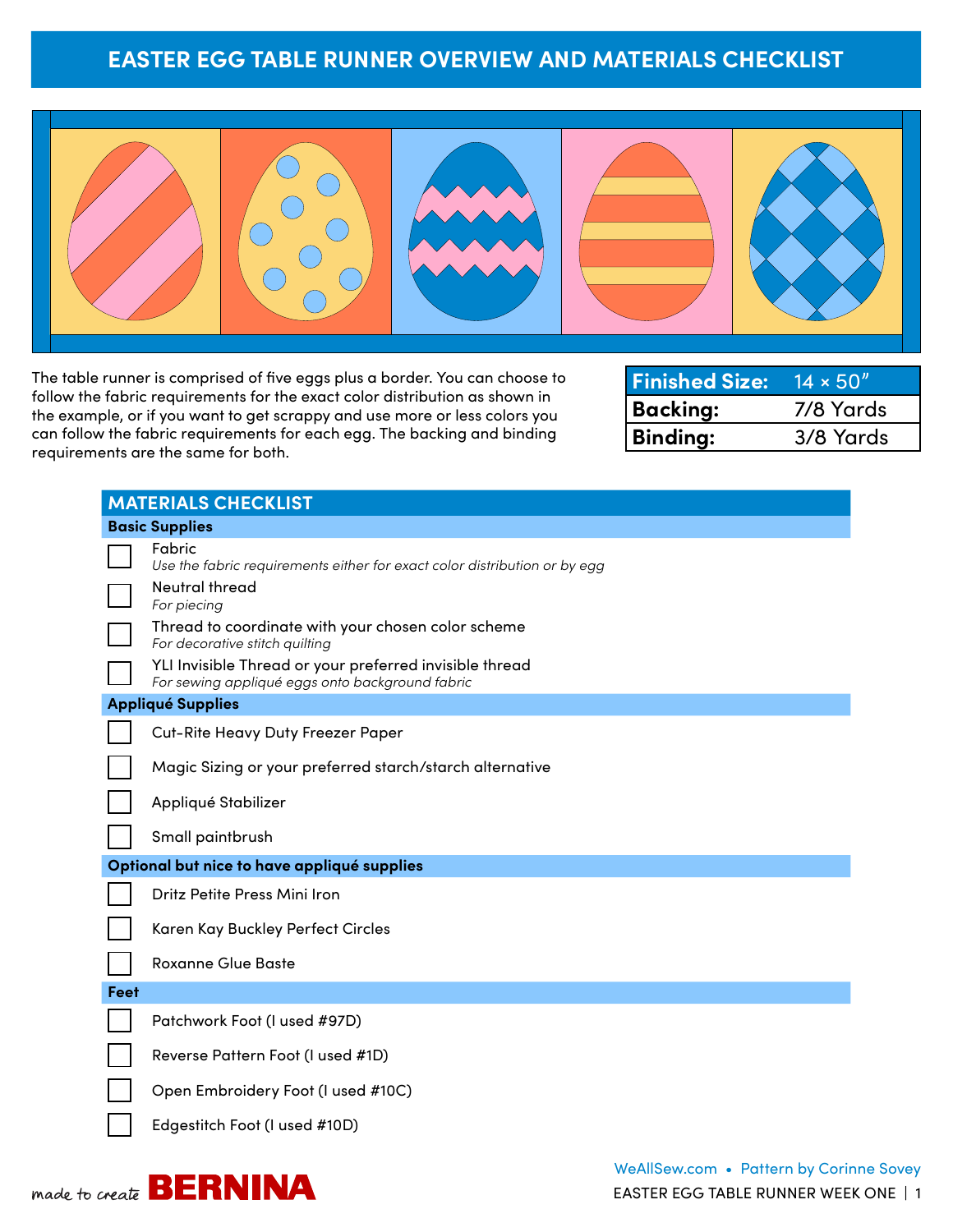# EASTER EGG TABLE RUNNER OVERVIEW AND MATERIALS CHECKLIST

The table runner is comprised of five eggs plus a border. You can choose to follow the fabric requirements for the exact color distribution as shown in the example, or if you want to get scrappy and use more or less colors you can follow the fabric requirements for each egg. The backing and binding requirements are the same for both.

| **Finished Size:** | 14 × 50" |
|---|---|
| **Backing:** | 7/8 Yards |
| **Binding:** | 3/8 Yards |

## MATERIALS CHECKLIST

### Basic Supplies

- [ ] Fabric
  *Use the fabric requirements either for exact color distribution or by egg*
- [ ] Neutral thread
  *For piecing*
- [ ] Thread to coordinate with your chosen color scheme
  *For decorative stitch quilting*
- [ ] YLI Invisible Thread or your preferred invisible thread
  *For sewing appliqué eggs onto background fabric*

### Appliqué Supplies

- [ ] Cut-Rite Heavy Duty Freezer Paper
- [ ] Magic Sizing or your preferred starch/starch alternative
- [ ] Appliqué Stabilizer
- [ ] Small paintbrush

### Optional but nice to have appliqué supplies

- [ ] Dritz Petite Press Mini Iron
- [ ] Karen Kay Buckley Perfect Circles
- [ ] Roxanne Glue Baste

### Feet

- [ ] Patchwork Foot (I used #97D)
- [ ] Reverse Pattern Foot (I used #1D)
- [ ] Open Embroidery Foot (I used #10C)
- [ ] Edgestitch Foot (I used #10D)

WeAllSew.com • Pattern by Corinne Sovey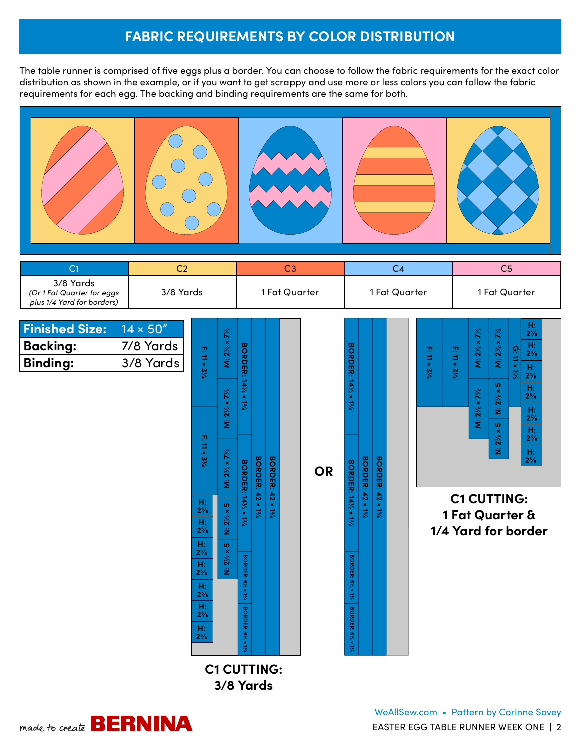# FABRIC REQUIREMENTS BY COLOR DISTRIBUTION

The table runner is comprised of five eggs plus a border. You can choose to follow the fabric requirements for the exact color distribution as shown in the example, or if you want to get scrappy and use more or less colors you can follow the fabric requirements for each egg. The backing and binding requirements are the same for both.

| C1 | C2 | C3 | C4 | C5 |
|---|---|---|---|---|
| 3/8 Yards *(Or 1 Fat Quarter for eggs plus 1/4 Yard for borders)* | 3/8 Yards | 1 Fat Quarter | 1 Fat Quarter | 1 Fat Quarter |

| | |
|---|---|
| **Finished Size:** | 14 × 50" |
| **Backing:** | 7/8 Yards |
| **Binding:** | 3/8 Yards |

**C1 CUTTING: 3/8 Yards**

- F: 11 × 3¼ (2)
- H: 2⅝ (7)
- M: 2½ × 7½ (3)
- N: 2½ × 5 (2)
- BORDER: 14½ × 1¼ (2)
- BORDER: 6½ × 1¼ (2)
- BORDER: 42 × 1¼ (2)

**OR**

**C1 CUTTING: 1 Fat Quarter & 1/4 Yard for border**

Fat Quarter:
- F: 11 × 3¼ (2)
- M: 2½ × 7½ (3)
- N: 2½ × 5 (2)
- G: 11 × 1½
- H: 2⅝ (7)

1/4 Yard:
- BORDER: 14½ × 1¼ (2)
- BORDER: 6½ × 1¼ (2)
- BORDER: 42 × 1¼ (2)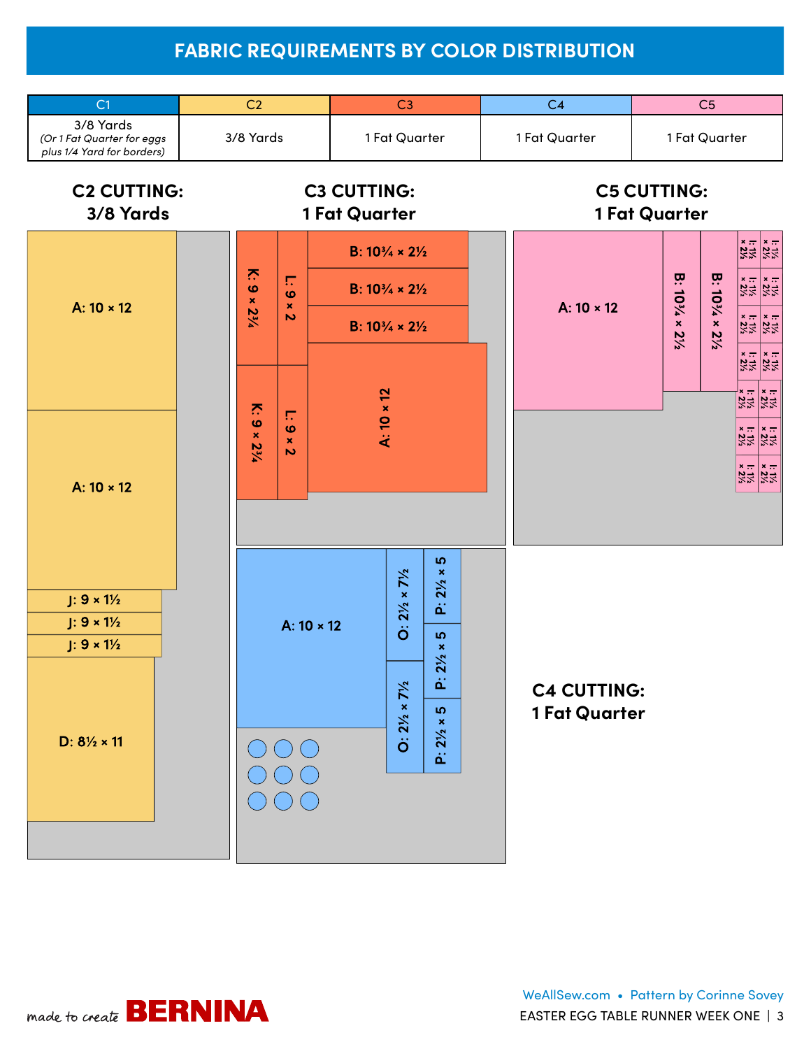# FABRIC REQUIREMENTS BY COLOR DISTRIBUTION

| C1 | C2 | C3 | C4 | C5 |
|---|---|---|---|---|
| 3/8 Yards *(Or 1 Fat Quarter for eggs plus 1/4 Yard for borders)* | 3/8 Yards | 1 Fat Quarter | 1 Fat Quarter | 1 Fat Quarter |

## C2 CUTTING: 3/8 Yards

- A: 10 × 12
- A: 10 × 12
- J: 9 × 1½
- J: 9 × 1½
- J: 9 × 1½
- D: 8½ × 11

## C3 CUTTING: 1 Fat Quarter

- K: 9 × 2¾
- L: 9 × 2
- B: 10¾ × 2½
- B: 10¾ × 2½
- B: 10¾ × 2½
- K: 9 × 2¾
- L: 9 × 2
- A: 10 × 12

## C5 CUTTING: 1 Fat Quarter

- A: 10 × 12
- B: 10¾ × 2½
- B: 10¾ × 2½
- I: 1½ × 2½ (14)

## C4 CUTTING: 1 Fat Quarter

- A: 10 × 12
- O: 2½ × 7½
- O: 2½ × 7½
- P: 2½ × 5
- P: 2½ × 5
- P: 2½ × 5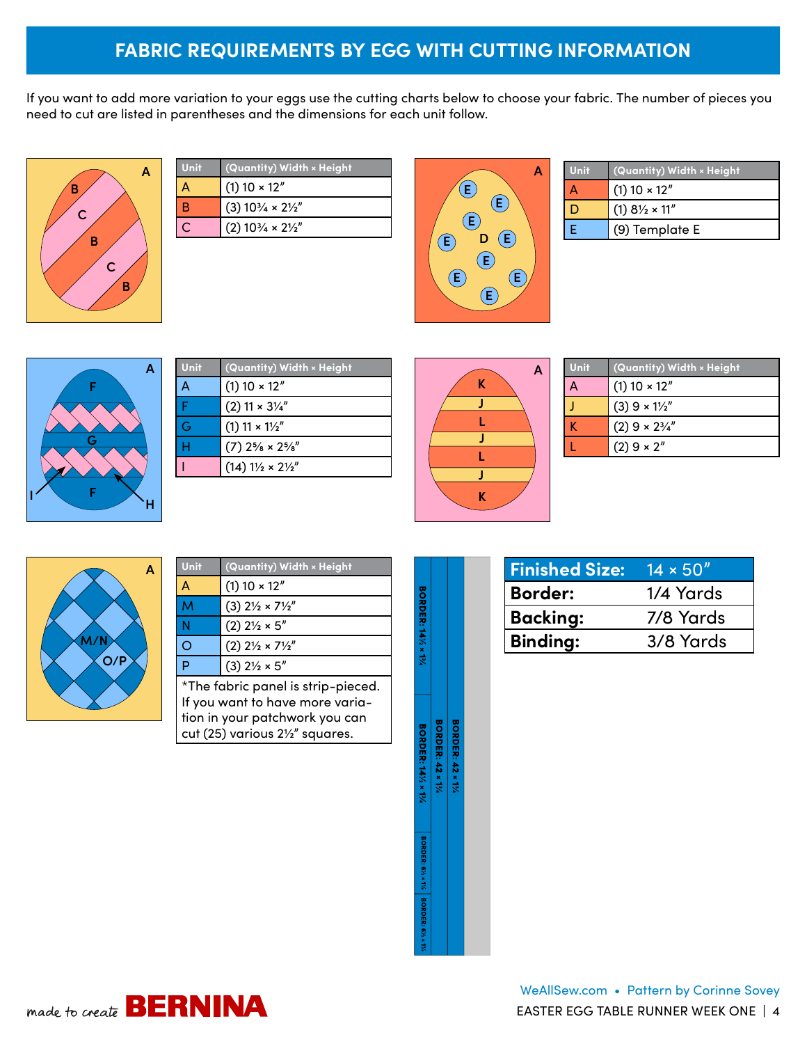# FABRIC REQUIREMENTS BY EGG WITH CUTTING INFORMATION

If you want to add more variation to your eggs use the cutting charts below to choose your fabric. The number of pieces you need to cut are listed in parentheses and the dimensions for each unit follow.

| Unit | (Quantity) Width × Height |
|---|---|
| A | (1) 10 × 12″ |
| B | (3) 10¾ × 2½″ |
| C | (2) 10¾ × 2½″ |

| Unit | (Quantity) Width × Height |
|---|---|
| A | (1) 10 × 12″ |
| D | (1) 8½ × 11″ |
| E | (9) Template E |

| Unit | (Quantity) Width × Height |
|---|---|
| A | (1) 10 × 12″ |
| F | (2) 11 × 3¼″ |
| G | (1) 11 × 1½″ |
| H | (7) 2⅝ × 2⅝″ |
| I | (14) 1½ × 2½″ |

| Unit | (Quantity) Width × Height |
|---|---|
| A | (1) 10 × 12″ |
| J | (3) 9 × 1½″ |
| K | (2) 9 × 2¾″ |
| L | (2) 9 × 2″ |

| Unit | (Quantity) Width × Height |
|---|---|
| A | (1) 10 × 12″ |
| M | (3) 2½ × 7½″ |
| N | (2) 2½ × 5″ |
| O | (2) 2½ × 7½″ |
| P | (3) 2½ × 5″ |

*The fabric panel is strip-pieced. If you want to have more variation in your patchwork you can cut (25) various 2½″ squares.

BORDER: 14½ × 1¼
BORDER: 14½ × 1¼
BORDER: 6½ × 1¼
BORDER: 6½ × 1¼
BORDER: 42 × 1¼
BORDER: 42 × 1¼

| Finished Size: | 14 × 50″ |
|---|---|
| Border: | 1/4 Yards |
| Backing: | 7/8 Yards |
| Binding: | 3/8 Yards |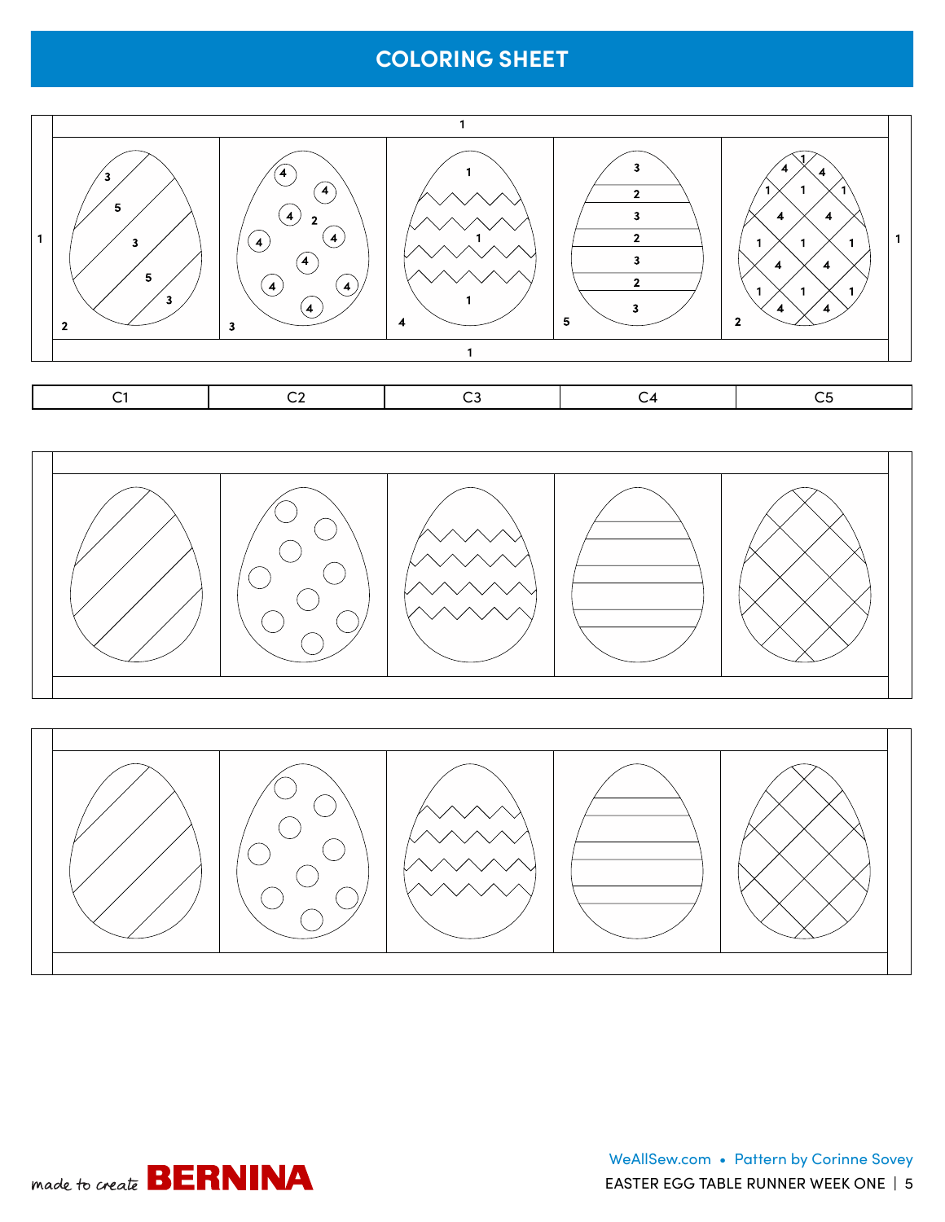# COLORING SHEET

| C1 | C2 | C3 | C4 | C5 |
|---|---|---|---|---|